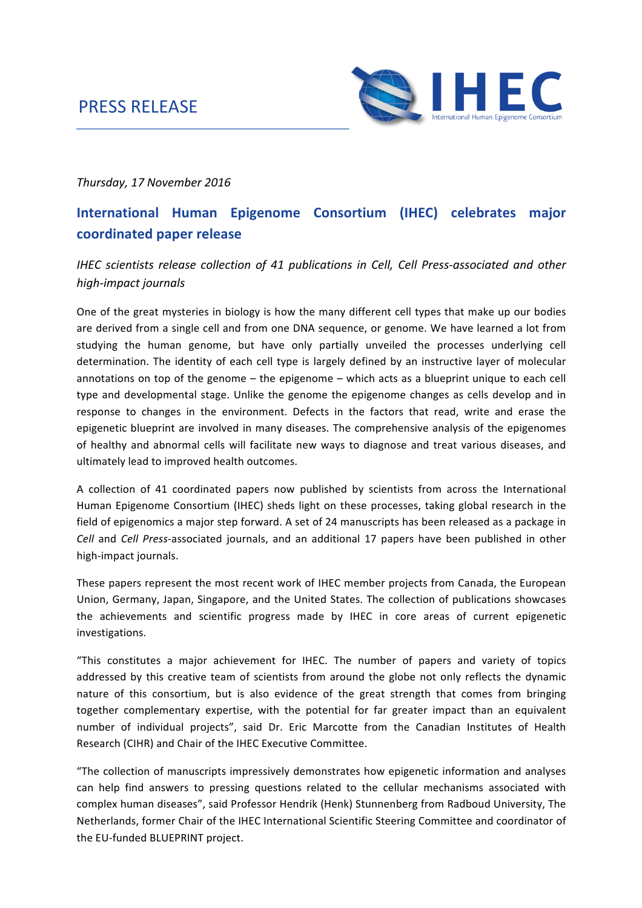PRESS RELEASE

IHEC

International Human Epigenome Consortium

*Thursday, 17 November 2016*

## International Human Epigenome Consortium (IHEC) celebrates major coordinated paper release

*IHEC scientists release collection of 41 publications in Cell, Cell Press-associated and other high-impact journals*

One of the great mysteries in biology is how the many different cell types that make up our bodies are derived from a single cell and from one DNA sequence, or genome. We have learned a lot from studying the human genome, but have only partially unveiled the processes underlying cell determination. The identity of each cell type is largely defined by an instructive layer of molecular annotations on top of the genome – the epigenome – which acts as a blueprint unique to each cell type and developmental stage. Unlike the genome the epigenome changes as cells develop and in response to changes in the environment. Defects in the factors that read, write and erase the epigenetic blueprint are involved in many diseases. The comprehensive analysis of the epigenomes of healthy and abnormal cells will facilitate new ways to diagnose and treat various diseases, and ultimately lead to improved health outcomes.

A collection of 41 coordinated papers now published by scientists from across the International Human Epigenome Consortium (IHEC) sheds light on these processes, taking global research in the field of epigenomics a major step forward. A set of 24 manuscripts has been released as a package in *Cell* and *Cell Press*-associated journals, and an additional 17 papers have been published in other high-impact journals.

These papers represent the most recent work of IHEC member projects from Canada, the European Union, Germany, Japan, Singapore, and the United States. The collection of publications showcases the achievements and scientific progress made by IHEC in core areas of current epigenetic investigations.

"This constitutes a major achievement for IHEC. The number of papers and variety of topics addressed by this creative team of scientists from around the globe not only reflects the dynamic nature of this consortium, but is also evidence of the great strength that comes from bringing together complementary expertise, with the potential for far greater impact than an equivalent number of individual projects", said Dr. Eric Marcotte from the Canadian Institutes of Health Research (CIHR) and Chair of the IHEC Executive Committee.

"The collection of manuscripts impressively demonstrates how epigenetic information and analyses can help find answers to pressing questions related to the cellular mechanisms associated with complex human diseases", said Professor Hendrik (Henk) Stunnenberg from Radboud University, The Netherlands, former Chair of the IHEC International Scientific Steering Committee and coordinator of the EU-funded BLUEPRINT project.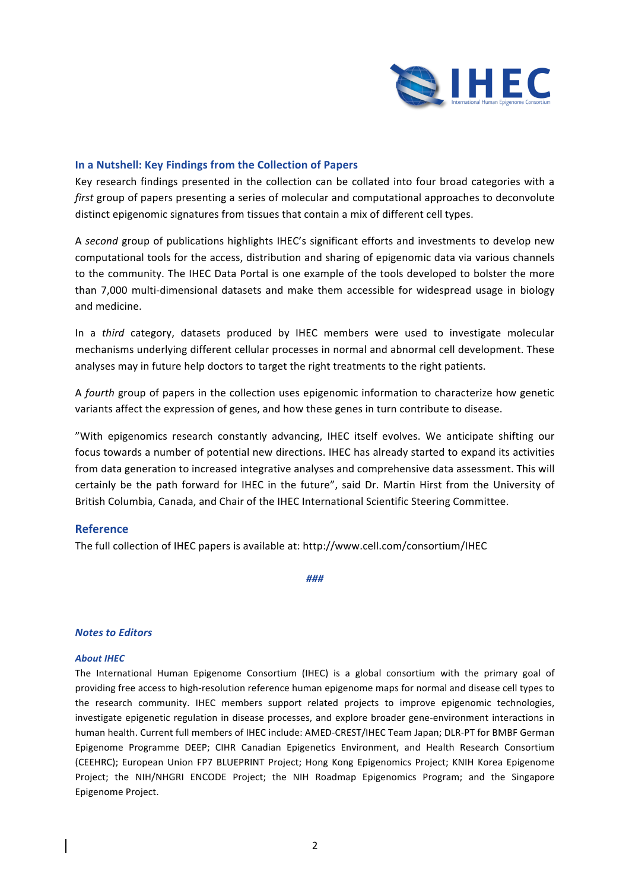## In a Nutshell: Key Findings from the Collection of Papers

Key research findings presented in the collection can be collated into four broad categories with a *first* group of papers presenting a series of molecular and computational approaches to deconvolute distinct epigenomic signatures from tissues that contain a mix of different cell types.

A *second* group of publications highlights IHEC's significant efforts and investments to develop new computational tools for the access, distribution and sharing of epigenomic data via various channels to the community. The IHEC Data Portal is one example of the tools developed to bolster the more than 7,000 multi-dimensional datasets and make them accessible for widespread usage in biology and medicine.

In a *third* category, datasets produced by IHEC members were used to investigate molecular mechanisms underlying different cellular processes in normal and abnormal cell development. These analyses may in future help doctors to target the right treatments to the right patients.

A *fourth* group of papers in the collection uses epigenomic information to characterize how genetic variants affect the expression of genes, and how these genes in turn contribute to disease.

"With epigenomics research constantly advancing, IHEC itself evolves. We anticipate shifting our focus towards a number of potential new directions. IHEC has already started to expand its activities from data generation to increased integrative analyses and comprehensive data assessment. This will certainly be the path forward for IHEC in the future", said Dr. Martin Hirst from the University of British Columbia, Canada, and Chair of the IHEC International Scientific Steering Committee.

## Reference

The full collection of IHEC papers is available at: http://www.cell.com/consortium/IHEC

***###***

### *Notes to Editors*

#### *About IHEC*

The International Human Epigenome Consortium (IHEC) is a global consortium with the primary goal of providing free access to high-resolution reference human epigenome maps for normal and disease cell types to the research community. IHEC members support related projects to improve epigenomic technologies, investigate epigenetic regulation in disease processes, and explore broader gene-environment interactions in human health. Current full members of IHEC include: AMED-CREST/IHEC Team Japan; DLR-PT for BMBF German Epigenome Programme DEEP; CIHR Canadian Epigenetics Environment, and Health Research Consortium (CEEHRC); European Union FP7 BLUEPRINT Project; Hong Kong Epigenomics Project; KNIH Korea Epigenome Project; the NIH/NHGRI ENCODE Project; the NIH Roadmap Epigenomics Program; and the Singapore Epigenome Project.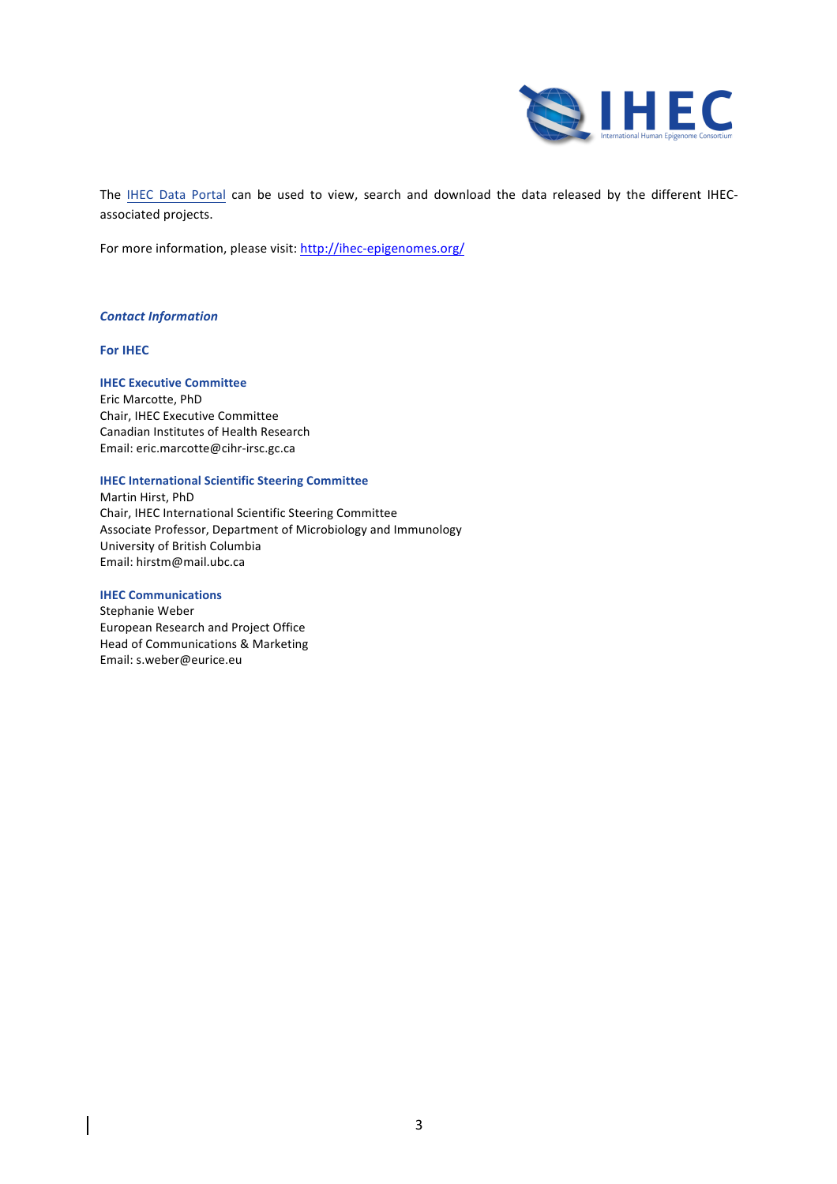The IHEC Data Portal can be used to view, search and download the data released by the different IHEC-associated projects.

For more information, please visit: http://ihec-epigenomes.org/

### *Contact Information*

#### For IHEC

**IHEC Executive Committee**
Eric Marcotte, PhD
Chair, IHEC Executive Committee
Canadian Institutes of Health Research
Email: eric.marcotte@cihr-irsc.gc.ca

**IHEC International Scientific Steering Committee**
Martin Hirst, PhD
Chair, IHEC International Scientific Steering Committee
Associate Professor, Department of Microbiology and Immunology
University of British Columbia
Email: hirstm@mail.ubc.ca

**IHEC Communications**
Stephanie Weber
European Research and Project Office
Head of Communications & Marketing
Email: s.weber@eurice.eu